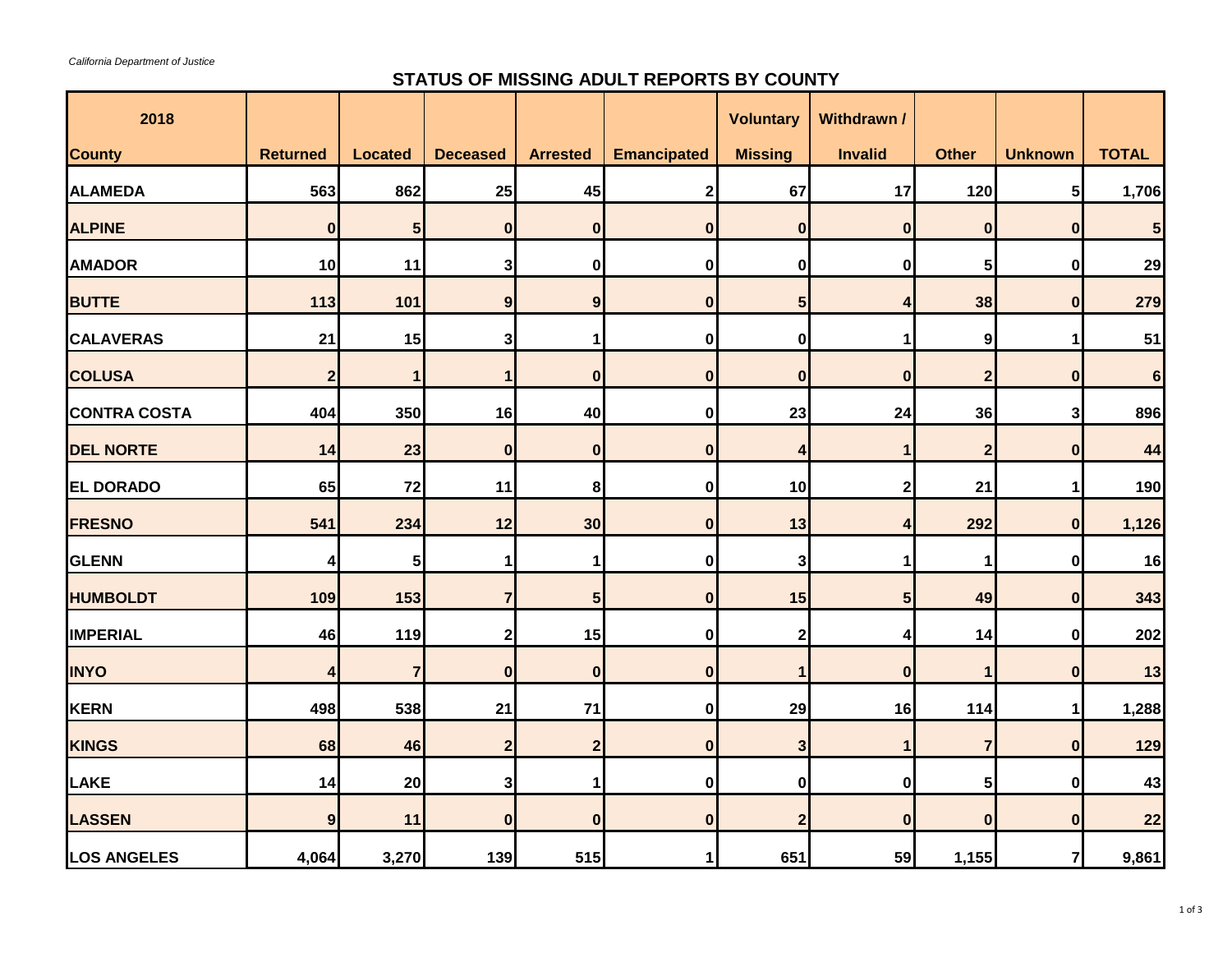*California Department of Justice*

## STATUS OF MISSING ADULT REPORTS BY COUNTY

| 2018<br>County | Returned | Located | Deceased | Arrested | Emancipated | Voluntary Missing | Withdrawn / Invalid | Other | Unknown | TOTAL |
|---|---|---|---|---|---|---|---|---|---|---|
| ALAMEDA | 563 | 862 | 25 | 45 | 2 | 67 | 17 | 120 | 5 | 1,706 |
| ALPINE | 0 | 5 | 0 | 0 | 0 | 0 | 0 | 0 | 0 | 5 |
| AMADOR | 10 | 11 | 3 | 0 | 0 | 0 | 0 | 5 | 0 | 29 |
| BUTTE | 113 | 101 | 9 | 9 | 0 | 5 | 4 | 38 | 0 | 279 |
| CALAVERAS | 21 | 15 | 3 | 1 | 0 | 0 | 1 | 9 | 1 | 51 |
| COLUSA | 2 | 1 | 1 | 0 | 0 | 0 | 0 | 2 | 0 | 6 |
| CONTRA COSTA | 404 | 350 | 16 | 40 | 0 | 23 | 24 | 36 | 3 | 896 |
| DEL NORTE | 14 | 23 | 0 | 0 | 0 | 4 | 1 | 2 | 0 | 44 |
| EL DORADO | 65 | 72 | 11 | 8 | 0 | 10 | 2 | 21 | 1 | 190 |
| FRESNO | 541 | 234 | 12 | 30 | 0 | 13 | 4 | 292 | 0 | 1,126 |
| GLENN | 4 | 5 | 1 | 1 | 0 | 3 | 1 | 1 | 0 | 16 |
| HUMBOLDT | 109 | 153 | 7 | 5 | 0 | 15 | 5 | 49 | 0 | 343 |
| IMPERIAL | 46 | 119 | 2 | 15 | 0 | 2 | 4 | 14 | 0 | 202 |
| INYO | 4 | 7 | 0 | 0 | 0 | 1 | 0 | 1 | 0 | 13 |
| KERN | 498 | 538 | 21 | 71 | 0 | 29 | 16 | 114 | 1 | 1,288 |
| KINGS | 68 | 46 | 2 | 2 | 0 | 3 | 1 | 7 | 0 | 129 |
| LAKE | 14 | 20 | 3 | 1 | 0 | 0 | 0 | 5 | 0 | 43 |
| LASSEN | 9 | 11 | 0 | 0 | 0 | 2 | 0 | 0 | 0 | 22 |
| LOS ANGELES | 4,064 | 3,270 | 139 | 515 | 1 | 651 | 59 | 1,155 | 7 | 9,861 |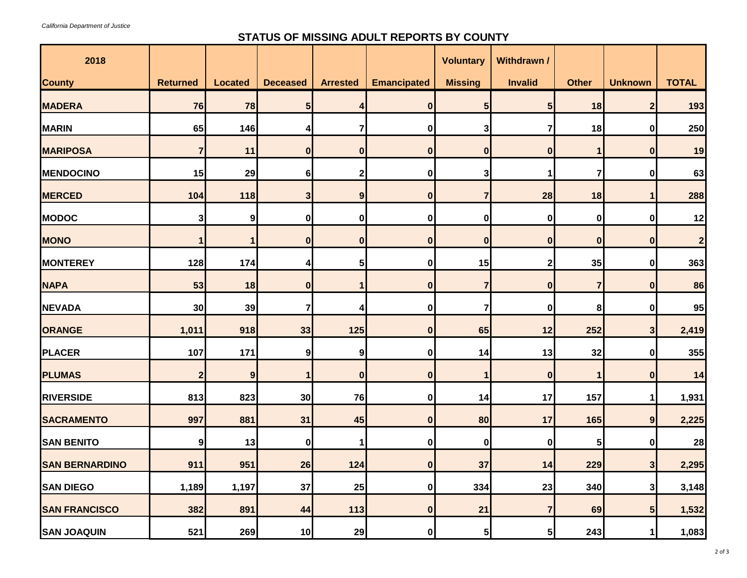*California Department of Justice*

## STATUS OF MISSING ADULT REPORTS BY COUNTY

| 2018<br>County | Returned | Located | Deceased | Arrested | Emancipated | Voluntary<br>Missing | Withdrawn /<br>Invalid | Other | Unknown | TOTAL |
|---|---|---|---|---|---|---|---|---|---|---|
| MADERA | 76 | 78 | 5 | 4 | 0 | 5 | 5 | 18 | 2 | 193 |
| MARIN | 65 | 146 | 4 | 7 | 0 | 3 | 7 | 18 | 0 | 250 |
| MARIPOSA | 7 | 11 | 0 | 0 | 0 | 0 | 0 | 1 | 0 | 19 |
| MENDOCINO | 15 | 29 | 6 | 2 | 0 | 3 | 1 | 7 | 0 | 63 |
| MERCED | 104 | 118 | 3 | 9 | 0 | 7 | 28 | 18 | 1 | 288 |
| MODOC | 3 | 9 | 0 | 0 | 0 | 0 | 0 | 0 | 0 | 12 |
| MONO | 1 | 1 | 0 | 0 | 0 | 0 | 0 | 0 | 0 | 2 |
| MONTEREY | 128 | 174 | 4 | 5 | 0 | 15 | 2 | 35 | 0 | 363 |
| NAPA | 53 | 18 | 0 | 1 | 0 | 7 | 0 | 7 | 0 | 86 |
| NEVADA | 30 | 39 | 7 | 4 | 0 | 7 | 0 | 8 | 0 | 95 |
| ORANGE | 1,011 | 918 | 33 | 125 | 0 | 65 | 12 | 252 | 3 | 2,419 |
| PLACER | 107 | 171 | 9 | 9 | 0 | 14 | 13 | 32 | 0 | 355 |
| PLUMAS | 2 | 9 | 1 | 0 | 0 | 1 | 0 | 1 | 0 | 14 |
| RIVERSIDE | 813 | 823 | 30 | 76 | 0 | 14 | 17 | 157 | 1 | 1,931 |
| SACRAMENTO | 997 | 881 | 31 | 45 | 0 | 80 | 17 | 165 | 9 | 2,225 |
| SAN BENITO | 9 | 13 | 0 | 1 | 0 | 0 | 0 | 5 | 0 | 28 |
| SAN BERNARDINO | 911 | 951 | 26 | 124 | 0 | 37 | 14 | 229 | 3 | 2,295 |
| SAN DIEGO | 1,189 | 1,197 | 37 | 25 | 0 | 334 | 23 | 340 | 3 | 3,148 |
| SAN FRANCISCO | 382 | 891 | 44 | 113 | 0 | 21 | 7 | 69 | 5 | 1,532 |
| SAN JOAQUIN | 521 | 269 | 10 | 29 | 0 | 5 | 5 | 243 | 1 | 1,083 |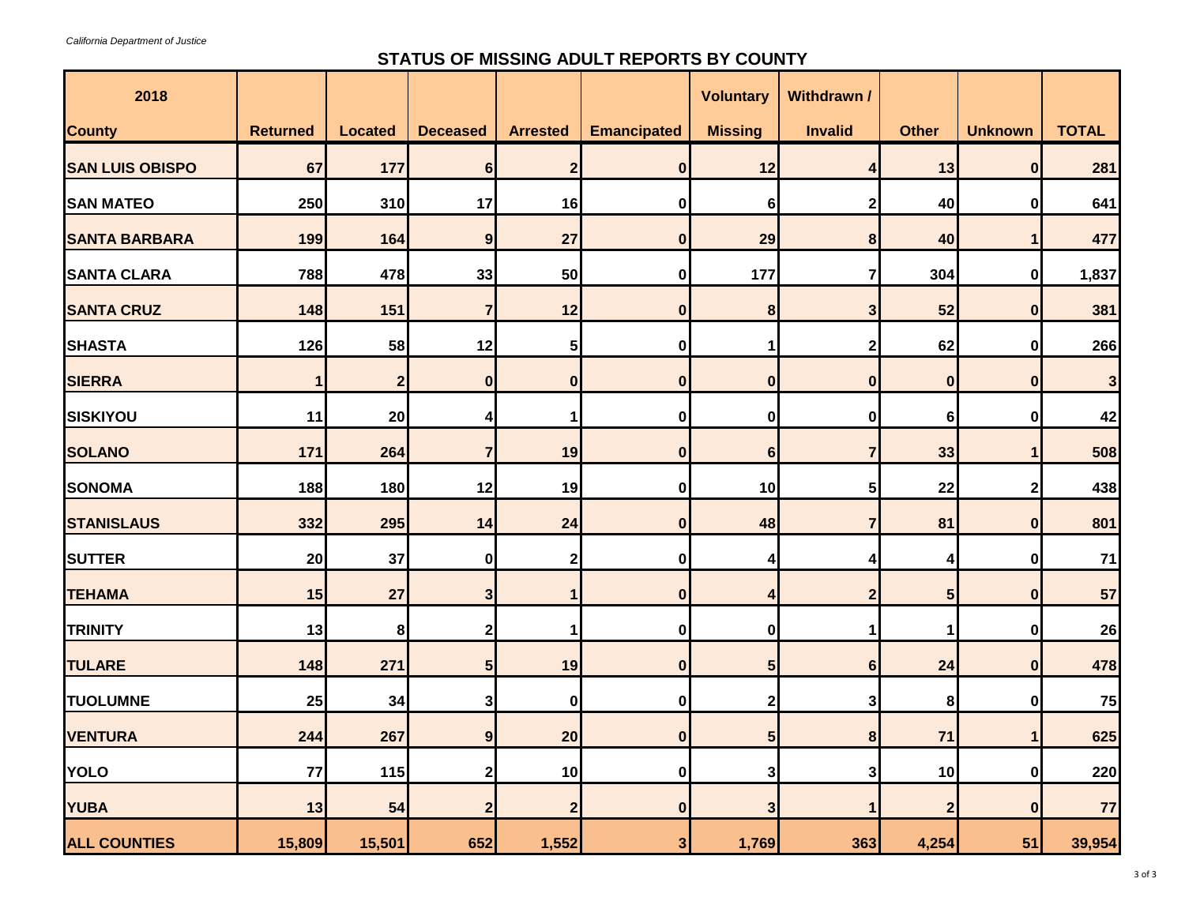*California Department of Justice*

## STATUS OF MISSING ADULT REPORTS BY COUNTY

| 2018<br>County | Returned | Located | Deceased | Arrested | Emancipated | Voluntary Missing | Withdrawn / Invalid | Other | Unknown | TOTAL |
|---|---|---|---|---|---|---|---|---|---|---|
| SAN LUIS OBISPO | 67 | 177 | 6 | 2 | 0 | 12 | 4 | 13 | 0 | 281 |
| SAN MATEO | 250 | 310 | 17 | 16 | 0 | 6 | 2 | 40 | 0 | 641 |
| SANTA BARBARA | 199 | 164 | 9 | 27 | 0 | 29 | 8 | 40 | 1 | 477 |
| SANTA CLARA | 788 | 478 | 33 | 50 | 0 | 177 | 7 | 304 | 0 | 1,837 |
| SANTA CRUZ | 148 | 151 | 7 | 12 | 0 | 8 | 3 | 52 | 0 | 381 |
| SHASTA | 126 | 58 | 12 | 5 | 0 | 1 | 2 | 62 | 0 | 266 |
| SIERRA | 1 | 2 | 0 | 0 | 0 | 0 | 0 | 0 | 0 | 3 |
| SISKIYOU | 11 | 20 | 4 | 1 | 0 | 0 | 0 | 6 | 0 | 42 |
| SOLANO | 171 | 264 | 7 | 19 | 0 | 6 | 7 | 33 | 1 | 508 |
| SONOMA | 188 | 180 | 12 | 19 | 0 | 10 | 5 | 22 | 2 | 438 |
| STANISLAUS | 332 | 295 | 14 | 24 | 0 | 48 | 7 | 81 | 0 | 801 |
| SUTTER | 20 | 37 | 0 | 2 | 0 | 4 | 4 | 4 | 0 | 71 |
| TEHAMA | 15 | 27 | 3 | 1 | 0 | 4 | 2 | 5 | 0 | 57 |
| TRINITY | 13 | 8 | 2 | 1 | 0 | 0 | 1 | 1 | 0 | 26 |
| TULARE | 148 | 271 | 5 | 19 | 0 | 5 | 6 | 24 | 0 | 478 |
| TUOLUMNE | 25 | 34 | 3 | 0 | 0 | 2 | 3 | 8 | 0 | 75 |
| VENTURA | 244 | 267 | 9 | 20 | 0 | 5 | 8 | 71 | 1 | 625 |
| YOLO | 77 | 115 | 2 | 10 | 0 | 3 | 3 | 10 | 0 | 220 |
| YUBA | 13 | 54 | 2 | 2 | 0 | 3 | 1 | 2 | 0 | 77 |
| ALL COUNTIES | 15,809 | 15,501 | 652 | 1,552 | 3 | 1,769 | 363 | 4,254 | 51 | 39,954 |